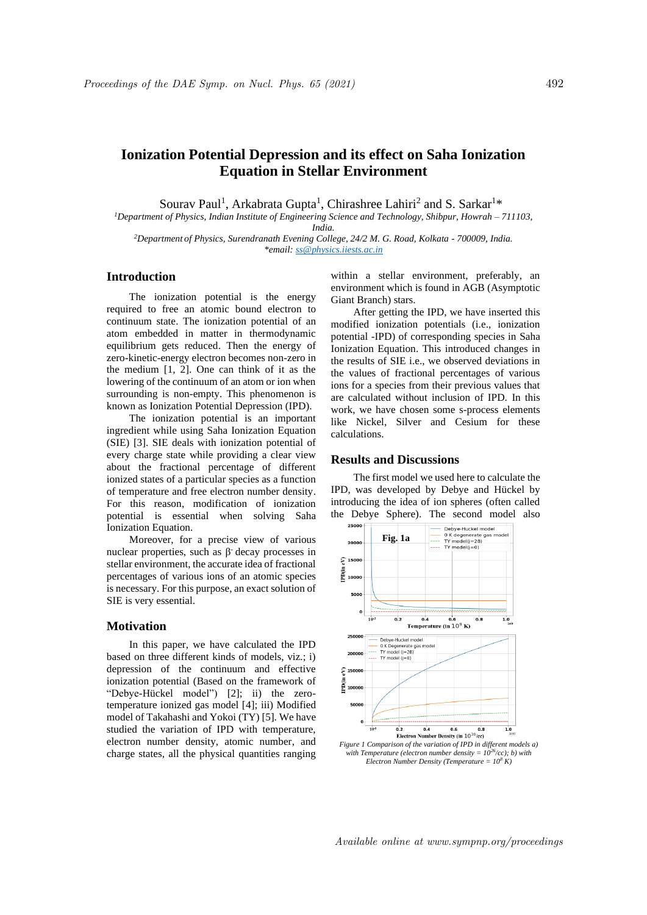# Ionization Potential Depression and its effect on Saha Ionization Equation in Stellar Environment

Sourav Paul[1], Arkabrata Gupta[1], Chirashree Lahiri[2] and S. Sarkar[1]*

[1]*Department of Physics, Indian Institute of Engineering Science and Technology, Shibpur, Howrah – 711103, India.*

[2]*Department of Physics, Surendranath Evening College, 24/2 M. G. Road, Kolkata - 700009, India.*

*\*email: ss@physics.iiests.ac.in*

## Introduction

The ionization potential is the energy required to free an atomic bound electron to continuum state. The ionization potential of an atom embedded in matter in thermodynamic equilibrium gets reduced. Then the energy of zero-kinetic-energy electron becomes non-zero in the medium [1, 2]. One can think of it as the lowering of the continuum of an atom or ion when surrounding is non-empty. This phenomenon is known as Ionization Potential Depression (IPD).

The ionization potential is an important ingredient while using Saha Ionization Equation (SIE) [3]. SIE deals with ionization potential of every charge state while providing a clear view about the fractional percentage of different ionized states of a particular species as a function of temperature and free electron number density. For this reason, modification of ionization potential is essential when solving Saha Ionization Equation.

Moreover, for a precise view of various nuclear properties, such as $\beta^-$ decay processes in stellar environment, the accurate idea of fractional percentages of various ions of an atomic species is necessary. For this purpose, an exact solution of SIE is very essential.

## Motivation

In this paper, we have calculated the IPD based on three different kinds of models, viz.; i) depression of the continuum and effective ionization potential (Based on the framework of "Debye-Hückel model") [2]; ii) the zero-temperature ionized gas model [4]; iii) Modified model of Takahashi and Yokoi (TY) [5]. We have studied the variation of IPD with temperature, electron number density, atomic number, and charge states, all the physical quantities ranging within a stellar environment, preferably, an environment which is found in AGB (Asymptotic Giant Branch) stars.

After getting the IPD, we have inserted this modified ionization potentials (i.e., ionization potential -IPD) of corresponding species in Saha Ionization Equation. This introduced changes in the results of SIE i.e., we observed deviations in the values of fractional percentages of various ions for a species from their previous values that are calculated without inclusion of IPD. In this work, we have chosen some s-process elements like Nickel, Silver and Cesium for these calculations.

## Results and Discussions

The first model we used here to calculate the IPD, was developed by Debye and Hückel by introducing the idea of ion spheres (often called the Debye Sphere). The second model also

*Figure 1 Comparison of the variation of IPD in different models a) with Temperature (electron number density = $10^{26}$/cc); b) with Electron Number Density (Temperature = $10^8$ K)*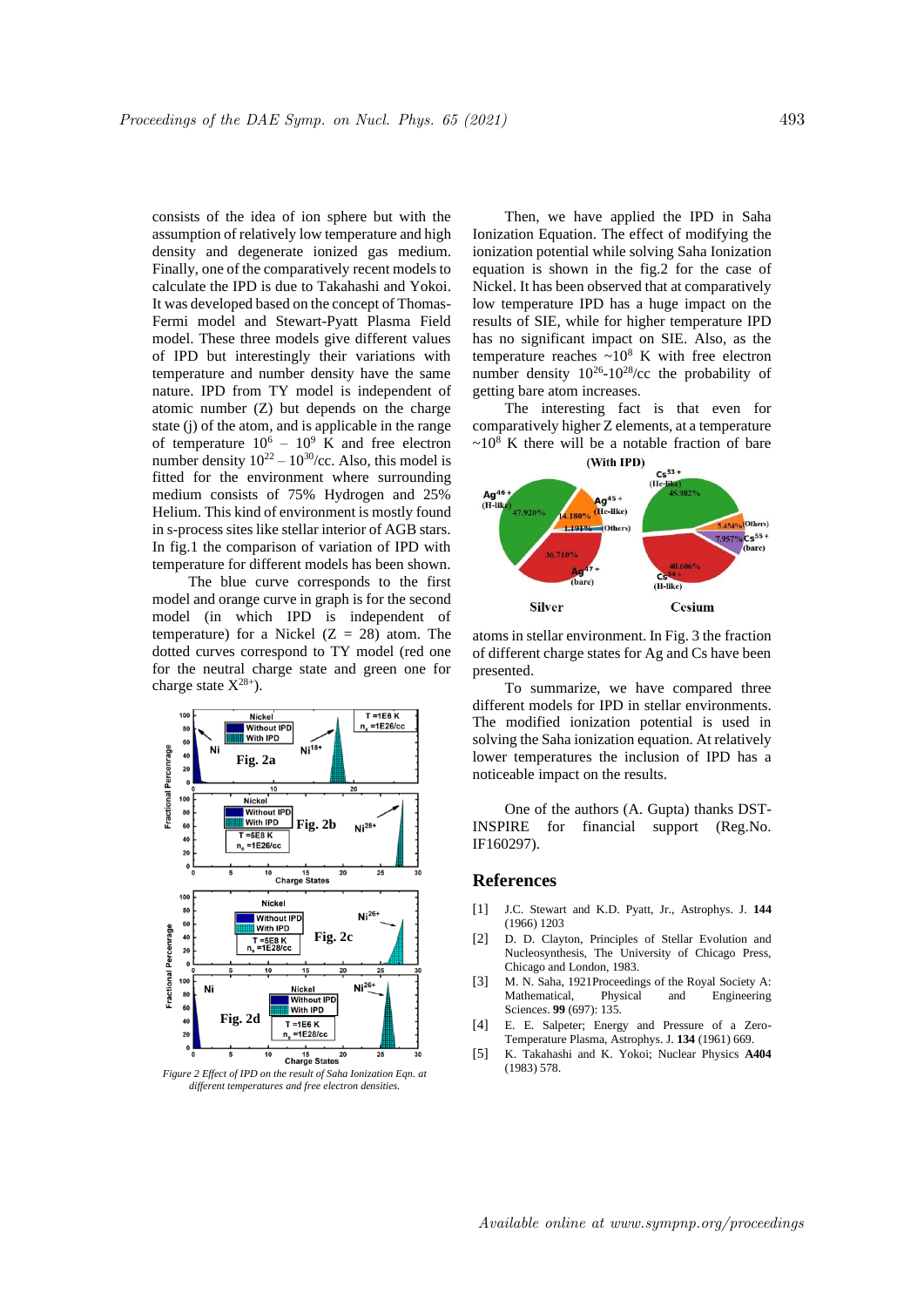consists of the idea of ion sphere but with the assumption of relatively low temperature and high density and degenerate ionized gas medium. Finally, one of the comparatively recent models to calculate the IPD is due to Takahashi and Yokoi. It was developed based on the concept of Thomas-Fermi model and Stewart-Pyatt Plasma Field model. These three models give different values of IPD but interestingly their variations with temperature and number density have the same nature. IPD from TY model is independent of atomic number (Z) but depends on the charge state (j) of the atom, and is applicable in the range of temperature $10^6$ – $10^9$ K and free electron number density $10^{22}$ – $10^{30}$/cc. Also, this model is fitted for the environment where surrounding medium consists of 75% Hydrogen and 25% Helium. This kind of environment is mostly found in s-process sites like stellar interior of AGB stars. In fig.1 the comparison of variation of IPD with temperature for different models has been shown.

The blue curve corresponds to the first model and orange curve in graph is for the second model (in which IPD is independent of temperature) for a Nickel (Z = 28) atom. The dotted curves correspond to TY model (red one for the neutral charge state and green one for charge state $X^{28+}$).

Fig. 2a
Nickel
Without IPD
With IPD
T =1E6 K
$n_e$ =1E26/cc
Ni
$Ni^{18+}$

Fig. 2b
Nickel
Without IPD
With IPD
T =5E8 K
$n_e$ =1E26/cc
$Ni^{28+}$

Fig. 2c
Nickel
Without IPD
With IPD
T =5E8 K
$n_e$ =1E28/cc
$Ni^{26+}$

Fig. 2d
Nickel
Without IPD
With IPD
T =1E6 K
$n_e$ =1E28/cc
Ni
$Ni^{26+}$

Fractional Percentage
Charge States

*Figure 2 Effect of IPD on the result of Saha Ionization Eqn. at different temperatures and free electron densities.*

Then, we have applied the IPD in Saha Ionization Equation. The effect of modifying the ionization potential while solving Saha Ionization equation is shown in the fig.2 for the case of Nickel. It has been observed that at comparatively low temperature IPD has a huge impact on the results of SIE, while for higher temperature IPD has no significant impact on SIE. Also, as the temperature reaches ~$10^8$ K with free electron number density $10^{26}$-$10^{28}$/cc the probability of getting bare atom increases.

The interesting fact is that even for comparatively higher Z elements, at a temperature ~$10^8$ K there will be a notable fraction of bare

(With IPD)

Silver
$Ag^{46+}$ (H-like) 47.920%
$Ag^{45+}$ (He-like) 14.180%
(Others) 1.191%
$Ag^{47+}$ (bare) 36.710%

Cesium
$Cs^{53+}$ (He-like) 45.982%
(Others) 5.454%
$Cs^{55+}$ (bare) 7.957%
$Cs^{54+}$ (H-like) 40.606%

atoms in stellar environment. In Fig. 3 the fraction of different charge states for Ag and Cs have been presented.

To summarize, we have compared three different models for IPD in stellar environments. The modified ionization potential is used in solving the Saha ionization equation. At relatively lower temperatures the inclusion of IPD has a noticeable impact on the results.

One of the authors (A. Gupta) thanks DST-INSPIRE for financial support (Reg.No. IF160297).

## References

[1] J.C. Stewart and K.D. Pyatt, Jr., Astrophys. J. **144** (1966) 1203

[2] D. D. Clayton, Principles of Stellar Evolution and Nucleosynthesis, The University of Chicago Press, Chicago and London, 1983.

[3] M. N. Saha, 1921Proceedings of the Royal Society A: Mathematical, Physical and Engineering Sciences. **99** (697): 135.

[4] E. E. Salpeter; Energy and Pressure of a Zero-Temperature Plasma, Astrophys. J. **134** (1961) 669.

[5] K. Takahashi and K. Yokoi; Nuclear Physics **A404** (1983) 578.